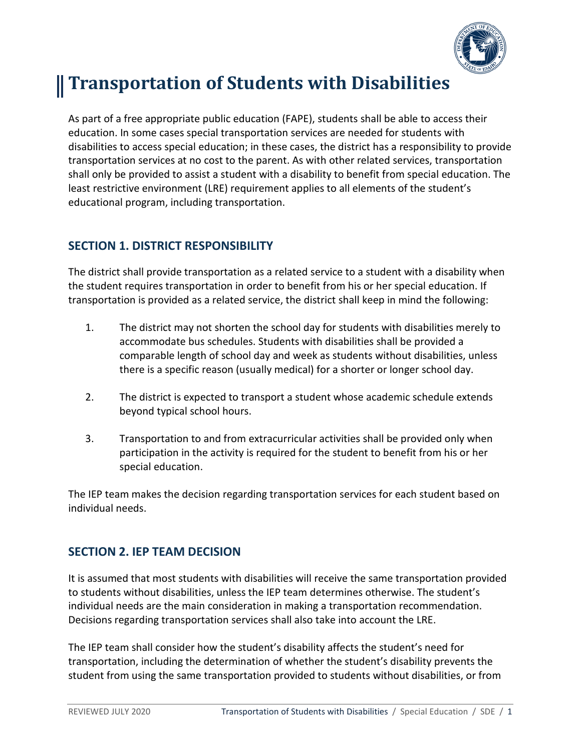# Transportation of Students with Disabilities

As part of a free appropriate public education (FAPE), students shall be able to access their education. In some cases special transportation services are needed for students with disabilities to access special education; in these cases, the district has a responsibility to provide transportation services at no cost to the parent. As with other related services, transportation shall only be provided to assist a student with a disability to benefit from special education. The least restrictive environment (LRE) requirement applies to all elements of the student's educational program, including transportation.

## SECTION 1. DISTRICT RESPONSIBILITY

The district shall provide transportation as a related service to a student with a disability when the student requires transportation in order to benefit from his or her special education. If transportation is provided as a related service, the district shall keep in mind the following:

1. The district may not shorten the school day for students with disabilities merely to accommodate bus schedules. Students with disabilities shall be provided a comparable length of school day and week as students without disabilities, unless there is a specific reason (usually medical) for a shorter or longer school day.

2. The district is expected to transport a student whose academic schedule extends beyond typical school hours.

3. Transportation to and from extracurricular activities shall be provided only when participation in the activity is required for the student to benefit from his or her special education.

The IEP team makes the decision regarding transportation services for each student based on individual needs.

## SECTION 2. IEP TEAM DECISION

It is assumed that most students with disabilities will receive the same transportation provided to students without disabilities, unless the IEP team determines otherwise. The student's individual needs are the main consideration in making a transportation recommendation. Decisions regarding transportation services shall also take into account the LRE.

The IEP team shall consider how the student's disability affects the student's need for transportation, including the determination of whether the student's disability prevents the student from using the same transportation provided to students without disabilities, or from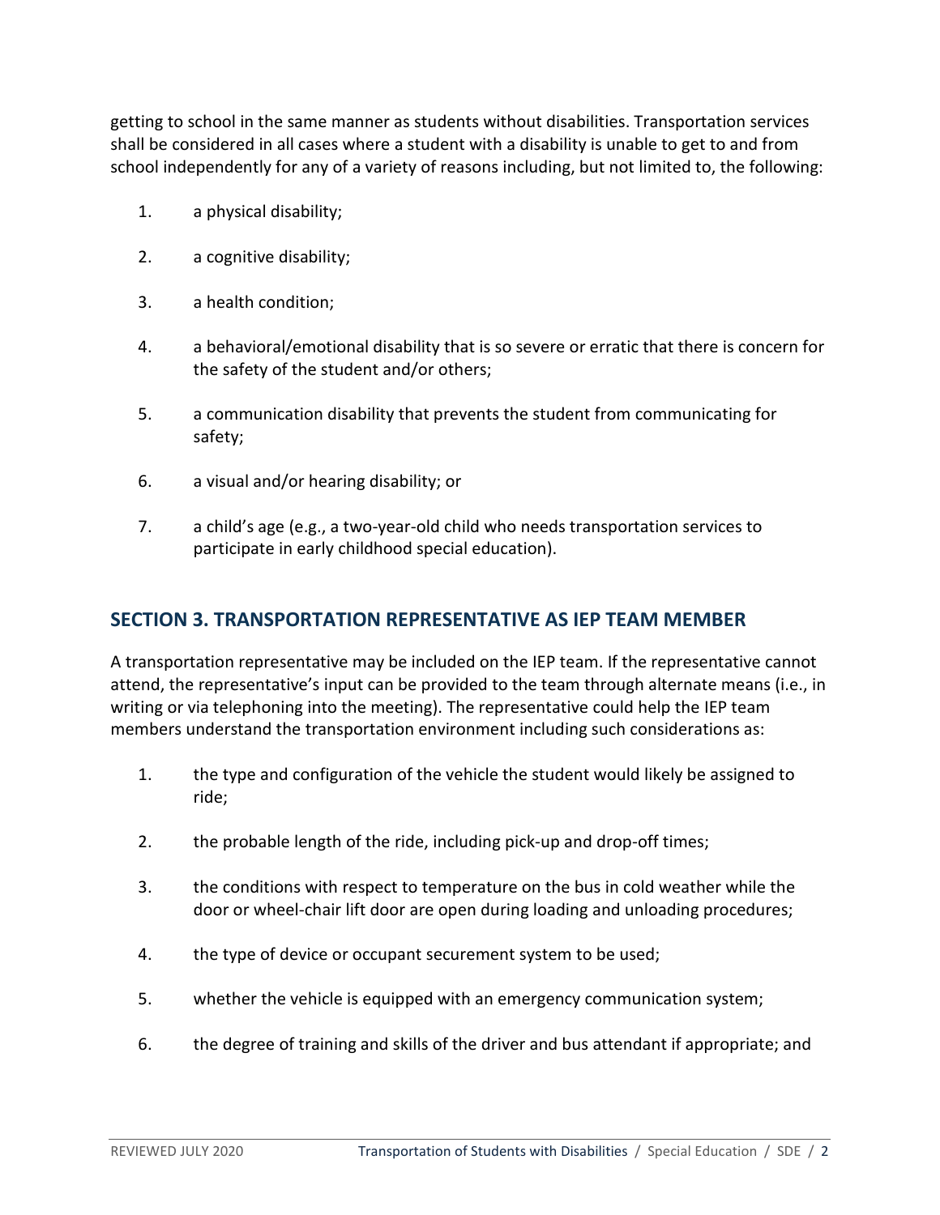getting to school in the same manner as students without disabilities. Transportation services shall be considered in all cases where a student with a disability is unable to get to and from school independently for any of a variety of reasons including, but not limited to, the following:

1. a physical disability;
2. a cognitive disability;
3. a health condition;
4. a behavioral/emotional disability that is so severe or erratic that there is concern for the safety of the student and/or others;
5. a communication disability that prevents the student from communicating for safety;
6. a visual and/or hearing disability; or
7. a child's age (e.g., a two-year-old child who needs transportation services to participate in early childhood special education).

## SECTION 3. TRANSPORTATION REPRESENTATIVE AS IEP TEAM MEMBER

A transportation representative may be included on the IEP team. If the representative cannot attend, the representative's input can be provided to the team through alternate means (i.e., in writing or via telephoning into the meeting). The representative could help the IEP team members understand the transportation environment including such considerations as:

1. the type and configuration of the vehicle the student would likely be assigned to ride;
2. the probable length of the ride, including pick-up and drop-off times;
3. the conditions with respect to temperature on the bus in cold weather while the door or wheel-chair lift door are open during loading and unloading procedures;
4. the type of device or occupant securement system to be used;
5. whether the vehicle is equipped with an emergency communication system;
6. the degree of training and skills of the driver and bus attendant if appropriate; and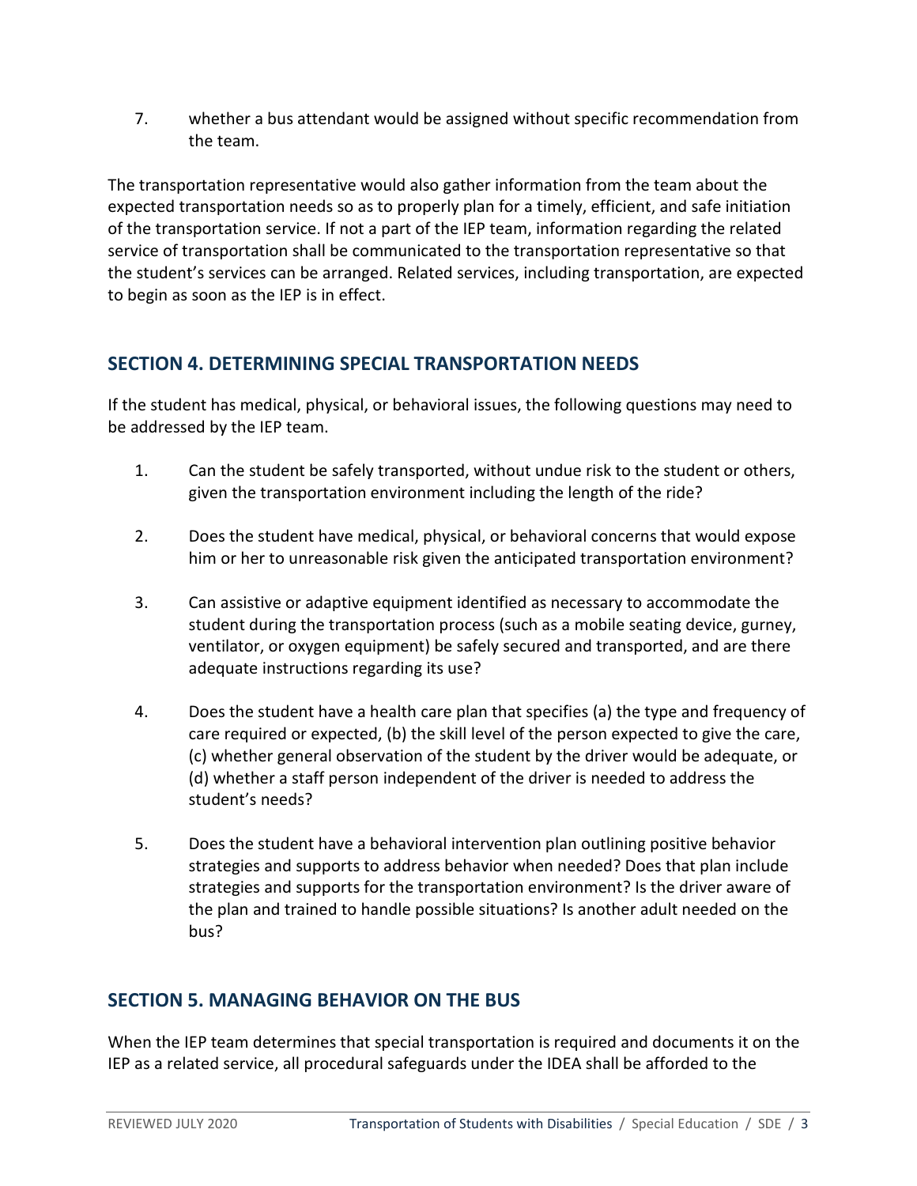7. whether a bus attendant would be assigned without specific recommendation from the team.

The transportation representative would also gather information from the team about the expected transportation needs so as to properly plan for a timely, efficient, and safe initiation of the transportation service. If not a part of the IEP team, information regarding the related service of transportation shall be communicated to the transportation representative so that the student's services can be arranged. Related services, including transportation, are expected to begin as soon as the IEP is in effect.

## SECTION 4. DETERMINING SPECIAL TRANSPORTATION NEEDS

If the student has medical, physical, or behavioral issues, the following questions may need to be addressed by the IEP team.

1. Can the student be safely transported, without undue risk to the student or others, given the transportation environment including the length of the ride?

2. Does the student have medical, physical, or behavioral concerns that would expose him or her to unreasonable risk given the anticipated transportation environment?

3. Can assistive or adaptive equipment identified as necessary to accommodate the student during the transportation process (such as a mobile seating device, gurney, ventilator, or oxygen equipment) be safely secured and transported, and are there adequate instructions regarding its use?

4. Does the student have a health care plan that specifies (a) the type and frequency of care required or expected, (b) the skill level of the person expected to give the care, (c) whether general observation of the student by the driver would be adequate, or (d) whether a staff person independent of the driver is needed to address the student's needs?

5. Does the student have a behavioral intervention plan outlining positive behavior strategies and supports to address behavior when needed? Does that plan include strategies and supports for the transportation environment? Is the driver aware of the plan and trained to handle possible situations? Is another adult needed on the bus?

## SECTION 5. MANAGING BEHAVIOR ON THE BUS

When the IEP team determines that special transportation is required and documents it on the IEP as a related service, all procedural safeguards under the IDEA shall be afforded to the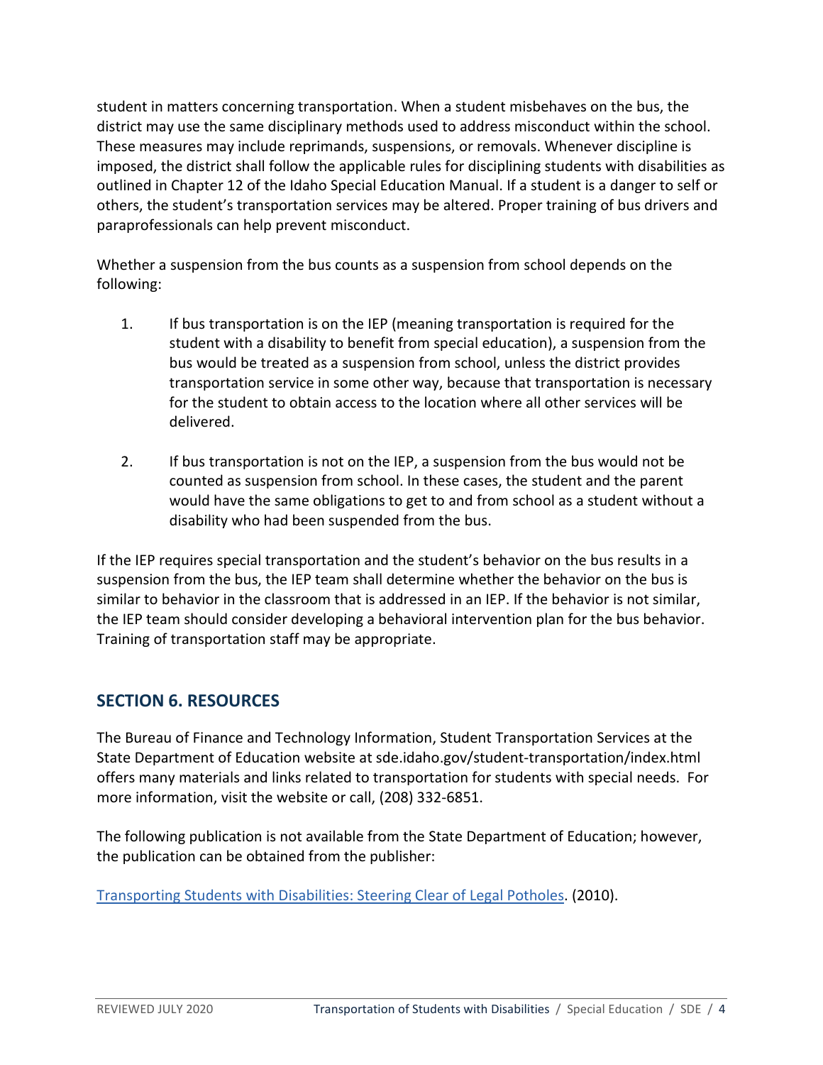student in matters concerning transportation. When a student misbehaves on the bus, the district may use the same disciplinary methods used to address misconduct within the school. These measures may include reprimands, suspensions, or removals. Whenever discipline is imposed, the district shall follow the applicable rules for disciplining students with disabilities as outlined in Chapter 12 of the Idaho Special Education Manual. If a student is a danger to self or others, the student's transportation services may be altered. Proper training of bus drivers and paraprofessionals can help prevent misconduct.

Whether a suspension from the bus counts as a suspension from school depends on the following:

1. If bus transportation is on the IEP (meaning transportation is required for the student with a disability to benefit from special education), a suspension from the bus would be treated as a suspension from school, unless the district provides transportation service in some other way, because that transportation is necessary for the student to obtain access to the location where all other services will be delivered.
2. If bus transportation is not on the IEP, a suspension from the bus would not be counted as suspension from school. In these cases, the student and the parent would have the same obligations to get to and from school as a student without a disability who had been suspended from the bus.

If the IEP requires special transportation and the student's behavior on the bus results in a suspension from the bus, the IEP team shall determine whether the behavior on the bus is similar to behavior in the classroom that is addressed in an IEP. If the behavior is not similar, the IEP team should consider developing a behavioral intervention plan for the bus behavior. Training of transportation staff may be appropriate.

## SECTION 6. RESOURCES

The Bureau of Finance and Technology Information, Student Transportation Services at the State Department of Education website at sde.idaho.gov/student-transportation/index.html offers many materials and links related to transportation for students with special needs. For more information, visit the website or call, (208) 332-6851.

The following publication is not available from the State Department of Education; however, the publication can be obtained from the publisher:

Transporting Students with Disabilities: Steering Clear of Legal Potholes. (2010).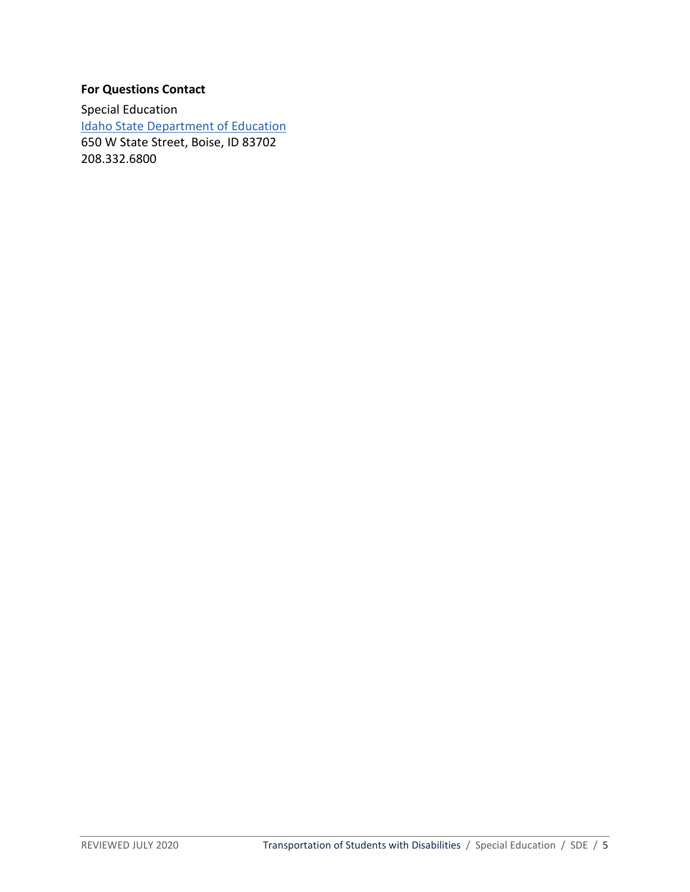**For Questions Contact**

Special Education
Idaho State Department of Education
650 W State Street, Boise, ID 83702
208.332.6800